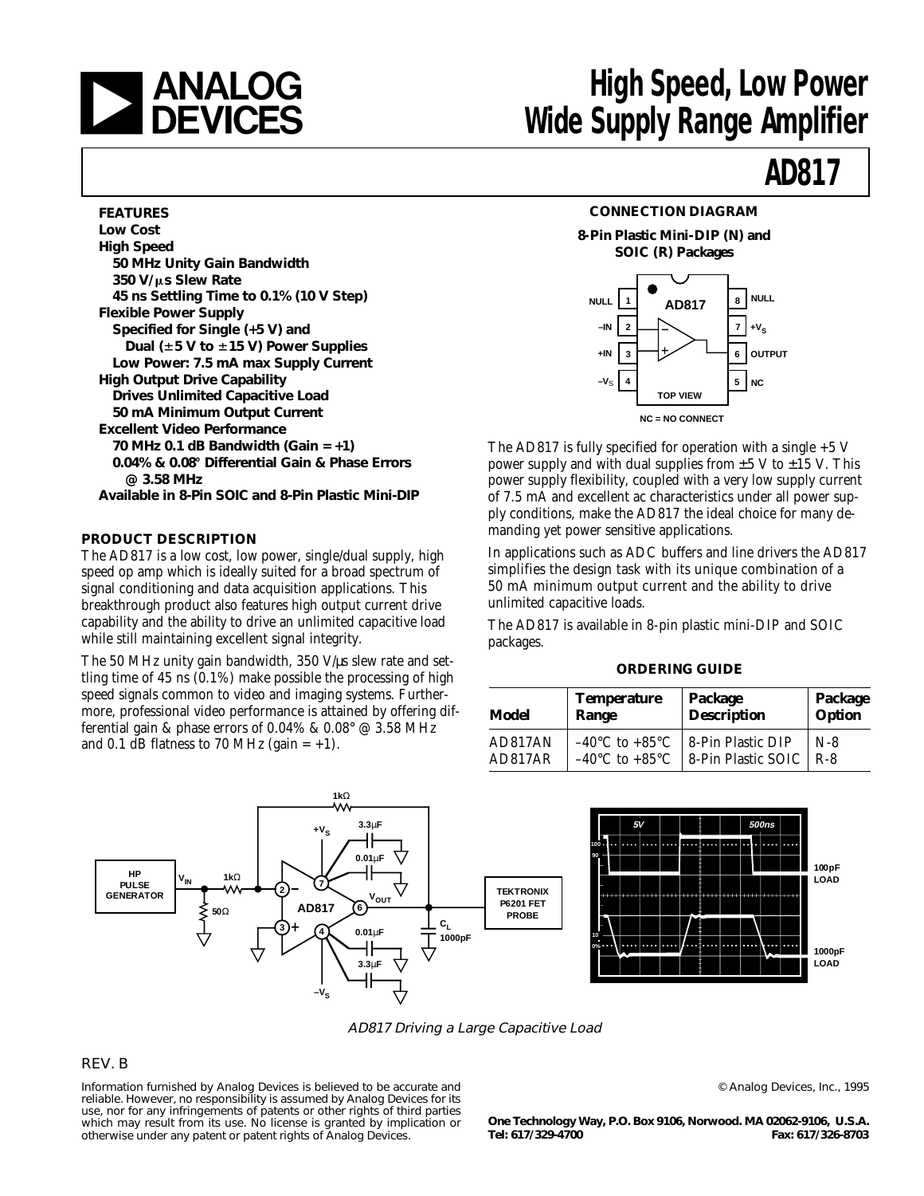# High Speed, Low Power Wide Supply Range Amplifier

# AD817

## FEATURES

**Low Cost**
**High Speed**
- **50 MHz Unity Gain Bandwidth**
- **350 V/μs Slew Rate**
- **45 ns Settling Time to 0.1% (10 V Step)**

**Flexible Power Supply**
- **Specified for Single (+5 V) and Dual (±5 V to ±15 V) Power Supplies**
- **Low Power: 7.5 mA max Supply Current**

**High Output Drive Capability**
- **Drives Unlimited Capacitive Load**
- **50 mA Minimum Output Current**

**Excellent Video Performance**
- **70 MHz 0.1 dB Bandwidth (Gain = +1)**
- **0.04% & 0.08° Differential Gain & Phase Errors @ 3.58 MHz**

**Available in 8-Pin SOIC and 8-Pin Plastic Mini-DIP**

## CONNECTION DIAGRAM

**8-Pin Plastic Mini-DIP (N) and SOIC (R) Packages**

NULL 1, –IN 2, +IN 3, $-V_S$ 4, NC 5, OUTPUT 6, $+V_S$ 7, NULL 8

TOP VIEW

NC = NO CONNECT

## PRODUCT DESCRIPTION

The AD817 is a low cost, low power, single/dual supply, high speed op amp which is ideally suited for a broad spectrum of signal conditioning and data acquisition applications. This breakthrough product also features high output current drive capability and the ability to drive an unlimited capacitive load while still maintaining excellent signal integrity.

The 50 MHz unity gain bandwidth, 350 V/μs slew rate and settling time of 45 ns (0.1%) make possible the processing of high speed signals common to video and imaging systems. Furthermore, professional video performance is attained by offering differential gain & phase errors of 0.04% & 0.08° @ 3.58 MHz and 0.1 dB flatness to 70 MHz (gain = +1).

The AD817 is fully specified for operation with a single +5 V power supply and with dual supplies from ±5 V to ±15 V. This power supply flexibility, coupled with a very low supply current of 7.5 mA and excellent ac characteristics under all power supply conditions, make the AD817 the ideal choice for many demanding yet power sensitive applications.

In applications such as ADC buffers and line drivers the AD817 simplifies the design task with its unique combination of a 50 mA minimum output current and the ability to drive unlimited capacitive loads.

The AD817 is available in 8-pin plastic mini-DIP and SOIC packages.

## ORDERING GUIDE

| Model | Temperature Range | Package Description | Package Option |
|---|---|---|---|
| AD817AN | –40°C to +85°C | 8-Pin Plastic DIP | N-8 |
| AD817AR | –40°C to +85°C | 8-Pin Plastic SOIC | R-8 |

*AD817 Driving a Large Capacitive Load*

REV. B

Information furnished by Analog Devices is believed to be accurate and reliable. However, no responsibility is assumed by Analog Devices for its use, nor for any infringements of patents or other rights of third parties which may result from its use. No license is granted by implication or otherwise under any patent or patent rights of Analog Devices.

© Analog Devices, Inc., 1995

**One Technology Way, P.O. Box 9106, Norwood. MA 02062-9106, U.S.A.**
**Tel: 617/329-4700 Fax: 617/326-8703**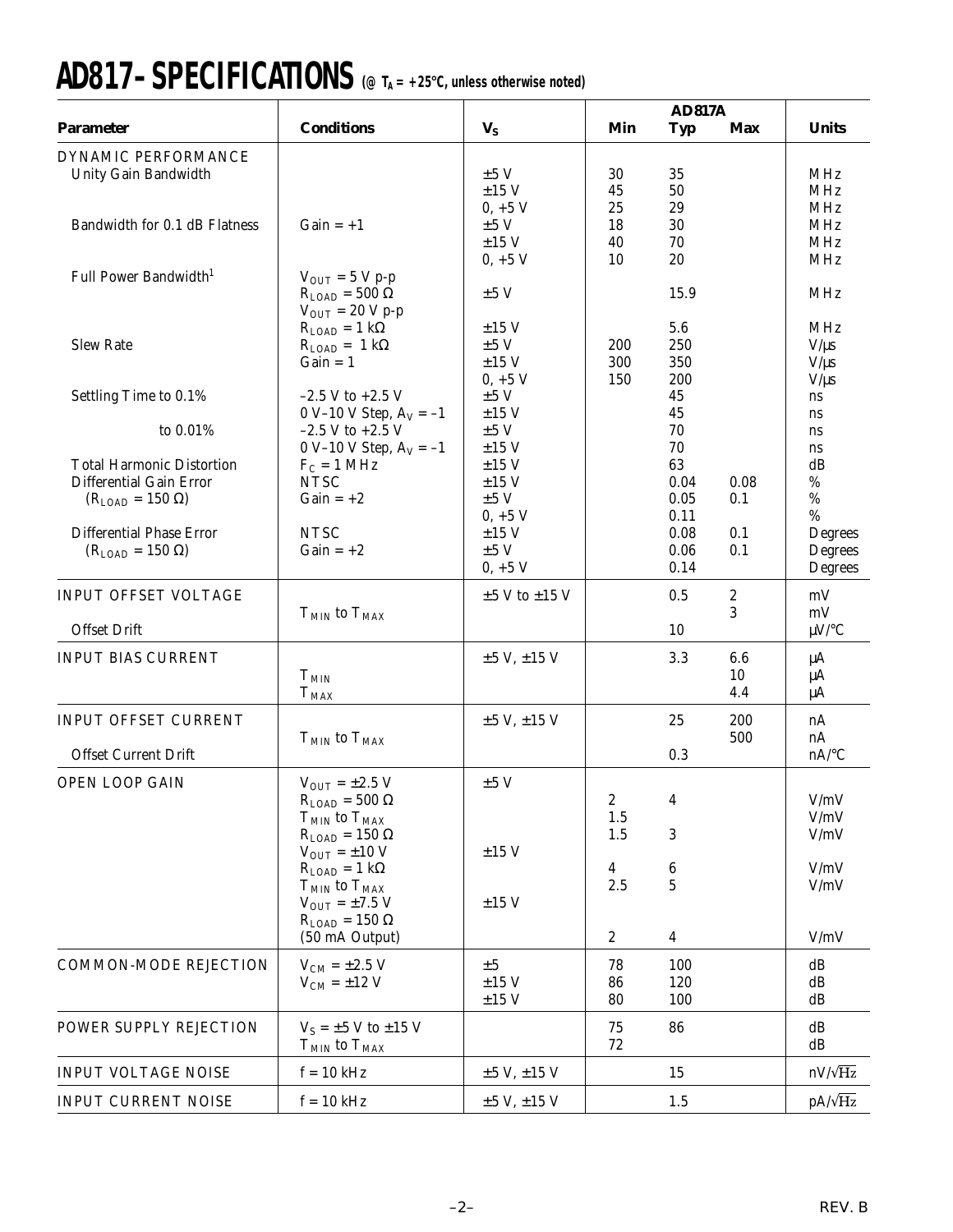# AD817–SPECIFICATIONS (@ $T_A$ = +25°C, unless otherwise noted)

| Parameter | Conditions | $V_S$ | AD817A Min | AD817A Typ | AD817A Max | Units |
|---|---|---|---|---|---|---|
| DYNAMIC PERFORMANCE | | | | | | |
| Unity Gain Bandwidth | | ±5 V | 30 | 35 | | MHz |
| | | ±15 V | 45 | 50 | | MHz |
| | | 0, +5 V | 25 | 29 | | MHz |
| Bandwidth for 0.1 dB Flatness | Gain = +1 | ±5 V | 18 | 30 | | MHz |
| | | ±15 V | 40 | 70 | | MHz |
| | | 0, +5 V | 10 | 20 | | MHz |
| Full Power Bandwidth[1] | $V_{OUT}$ = 5 V p-p, $R_{LOAD}$ = 500 Ω | ±5 V | | 15.9 | | MHz |
| | $V_{OUT}$ = 20 V p-p, $R_{LOAD}$ = 1 kΩ | ±15 V | | 5.6 | | MHz |
| Slew Rate | $R_{LOAD}$ = 1 kΩ | ±5 V | 200 | 250 | | V/µs |
| | Gain = 1 | ±15 V | 300 | 350 | | V/µs |
| | | 0, +5 V | 150 | 200 | | V/µs |
| Settling Time to 0.1% | –2.5 V to +2.5 V | ±5 V | | 45 | | ns |
| | 0 V–10 V Step, $A_V$ = –1 | ±15 V | | 45 | | ns |
| to 0.01% | –2.5 V to +2.5 V | ±5 V | | 70 | | ns |
| | 0 V–10 V Step, $A_V$ = –1 | ±15 V | | 70 | | ns |
| Total Harmonic Distortion | $F_C$ = 1 MHz | ±15 V | | 63 | | dB |
| Differential Gain Error | NTSC | ±15 V | | 0.04 | 0.08 | % |
| ($R_{LOAD}$ = 150 Ω) | Gain = +2 | ±5 V | | 0.05 | 0.1 | % |
| | | 0, +5 V | | 0.11 | | % |
| Differential Phase Error | NTSC | ±15 V | | 0.08 | 0.1 | Degrees |
| ($R_{LOAD}$ = 150 Ω) | Gain = +2 | ±5 V | | 0.06 | 0.1 | Degrees |
| | | 0, +5 V | | 0.14 | | Degrees |
| INPUT OFFSET VOLTAGE | | ±5 V to ±15 V | | 0.5 | 2 | mV |
| | $T_{MIN}$ to $T_{MAX}$ | | | | 3 | mV |
| Offset Drift | | | | 10 | | µV/°C |
| INPUT BIAS CURRENT | | ±5 V, ±15 V | | 3.3 | 6.6 | µA |
| | $T_{MIN}$ | | | | 10 | µA |
| | $T_{MAX}$ | | | | 4.4 | µA |
| INPUT OFFSET CURRENT | | ±5 V, ±15 V | | 25 | 200 | nA |
| | $T_{MIN}$ to $T_{MAX}$ | | | | 500 | nA |
| Offset Current Drift | | | | 0.3 | | nA/°C |
| OPEN LOOP GAIN | $V_{OUT}$ = ±2.5 V | ±5 V | | | | |
| | $R_{LOAD}$ = 500 Ω | | 2 | 4 | | V/mV |
| | $T_{MIN}$ to $T_{MAX}$ | | 1.5 | | | V/mV |
| | $R_{LOAD}$ = 150 Ω | | 1.5 | 3 | | V/mV |
| | $V_{OUT}$ = ±10 V | ±15 V | | | | |
| | $R_{LOAD}$ = 1 kΩ | | 4 | 6 | | V/mV |
| | $T_{MIN}$ to $T_{MAX}$ | | 2.5 | 5 | | V/mV |
| | $V_{OUT}$ = ±7.5 V, $R_{LOAD}$ = 150 Ω (50 mA Output) | ±15 V | 2 | 4 | | V/mV |
| COMMON-MODE REJECTION | $V_{CM}$ = ±2.5 V | ±5 | 78 | 100 | | dB |
| | $V_{CM}$ = ±12 V | ±15 V | 86 | 120 | | dB |
| | | ±15 V | 80 | 100 | | dB |
| POWER SUPPLY REJECTION | $V_S$ = ±5 V to ±15 V | | 75 | 86 | | dB |
| | $T_{MIN}$ to $T_{MAX}$ | | 72 | | | dB |
| INPUT VOLTAGE NOISE | f = 10 kHz | ±5 V, ±15 V | | 15 | | nV/√Hz |
| INPUT CURRENT NOISE | f = 10 kHz | ±5 V, ±15 V | | 1.5 | | pA/√Hz |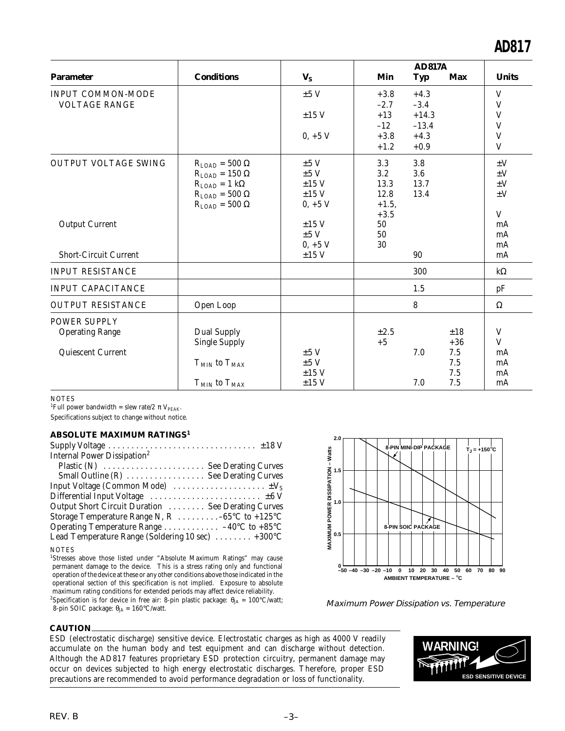| Parameter | Conditions | $V_S$ | AD817A Min | AD817A Typ | AD817A Max | Units |
|---|---|---|---|---|---|---|
| INPUT COMMON-MODE VOLTAGE RANGE | | ±5 V | +3.8 | +4.3 | | V |
| | | | –2.7 | –3.4 | | V |
| | | ±15 V | +13 | +14.3 | | V |
| | | | –12 | –13.4 | | V |
| | | 0, +5 V | +3.8 | +4.3 | | V |
| | | | +1.2 | +0.9 | | V |
| OUTPUT VOLTAGE SWING | $R_{LOAD}$ = 500 Ω | ±5 V | 3.3 | 3.8 | | ±V |
| | $R_{LOAD}$ = 150 Ω | ±5 V | 3.2 | 3.6 | | ±V |
| | $R_{LOAD}$ = 1 kΩ | ±15 V | 13.3 | 13.7 | | ±V |
| | $R_{LOAD}$ = 500 Ω | ±15 V | 12.8 | 13.4 | | ±V |
| | $R_{LOAD}$ = 500 Ω | 0, +5 V | +1.5, +3.5 | | | V |
| Output Current | | ±15 V | 50 | | | mA |
| | | ±5 V | 50 | | | mA |
| | | 0, +5 V | 30 | | | mA |
| Short-Circuit Current | | ±15 V | | 90 | | mA |
| INPUT RESISTANCE | | | | 300 | | kΩ |
| INPUT CAPACITANCE | | | | 1.5 | | pF |
| OUTPUT RESISTANCE | Open Loop | | | 8 | | Ω |
| POWER SUPPLY | | | | | | |
| Operating Range | Dual Supply | | ±2.5 | | ±18 | V |
| | Single Supply | | +5 | | +36 | V |
| Quiescent Current | | ±5 V | | 7.0 | 7.5 | mA |
| | $T_{MIN}$ to $T_{MAX}$ | ±5 V | | | 7.5 | mA |
| | | ±15 V | | | 7.5 | mA |
| | $T_{MIN}$ to $T_{MAX}$ | ±15 V | | 7.0 | 7.5 | mA |

NOTES

[1]Full power bandwidth = slew rate/2 π $V_{PEAK}$.

Specifications subject to change without notice.

## ABSOLUTE MAXIMUM RATINGS[1]

Supply Voltage . . . . . . . . . . . . . . . . . . . . . . . . . . . . . . . ±18 V
Internal Power Dissipation[2]
  Plastic (N) . . . . . . . . . . . . . . . . . . . . . . See Derating Curves
  Small Outline (R) . . . . . . . . . . . . . . . . See Derating Curves
Input Voltage (Common Mode) . . . . . . . . . . . . . . . . . . . . $±V_S$
Differential Input Voltage . . . . . . . . . . . . . . . . . . . . . . . ±6 V
Output Short Circuit Duration . . . . . . . . See Derating Curves
Storage Temperature Range N, R . . . . . . . . .–65°C to +125°C
Operating Temperature Range . . . . . . . . . . . . –40°C to +85°C
Lead Temperature Range (Soldering 10 sec) . . . . . . . . +300°C

NOTES

[1]Stresses above those listed under "Absolute Maximum Ratings" may cause permanent damage to the device. This is a stress rating only and functional operation of the device at these or any other conditions above those indicated in the operational section of this specification is not implied. Exposure to absolute maximum rating conditions for extended periods may affect device reliability.

[2]Specification is for device in free air: 8-pin plastic package: $θ_{JA}$ = 100°C/watt; 8-pin SOIC package: $θ_{JA}$ = 160°C/watt.

*Maximum Power Dissipation vs. Temperature*

## CAUTION

ESD (electrostatic discharge) sensitive device. Electrostatic charges as high as 4000 V readily accumulate on the human body and test equipment and can discharge without detection. Although the AD817 features proprietary ESD protection circuitry, permanent damage may occur on devices subjected to high energy electrostatic discharges. Therefore, proper ESD precautions are recommended to avoid performance degradation or loss of functionality.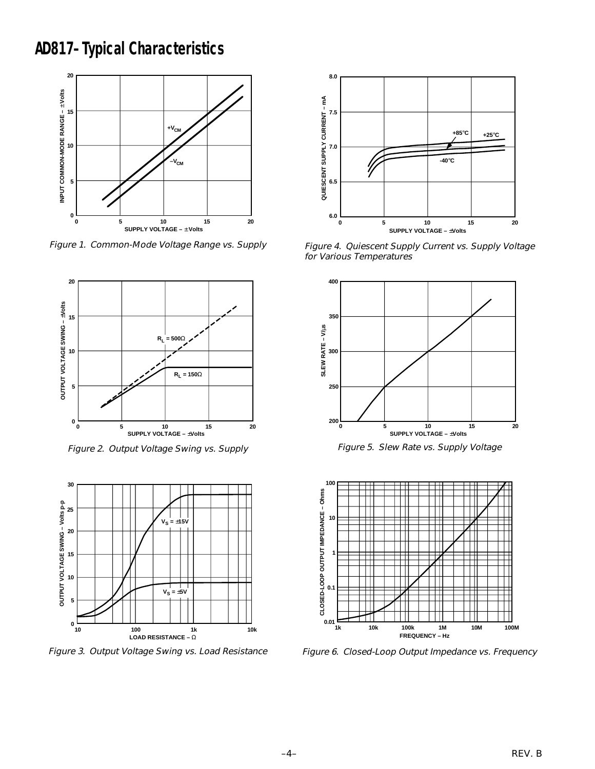# AD817–Typical Characteristics

Figure 1. Common-Mode Voltage Range vs. Supply

Figure 2. Output Voltage Swing vs. Supply

Figure 3. Output Voltage Swing vs. Load Resistance

Figure 4. Quiescent Supply Current vs. Supply Voltage for Various Temperatures

Figure 5. Slew Rate vs. Supply Voltage

Figure 6. Closed-Loop Output Impedance vs. Frequency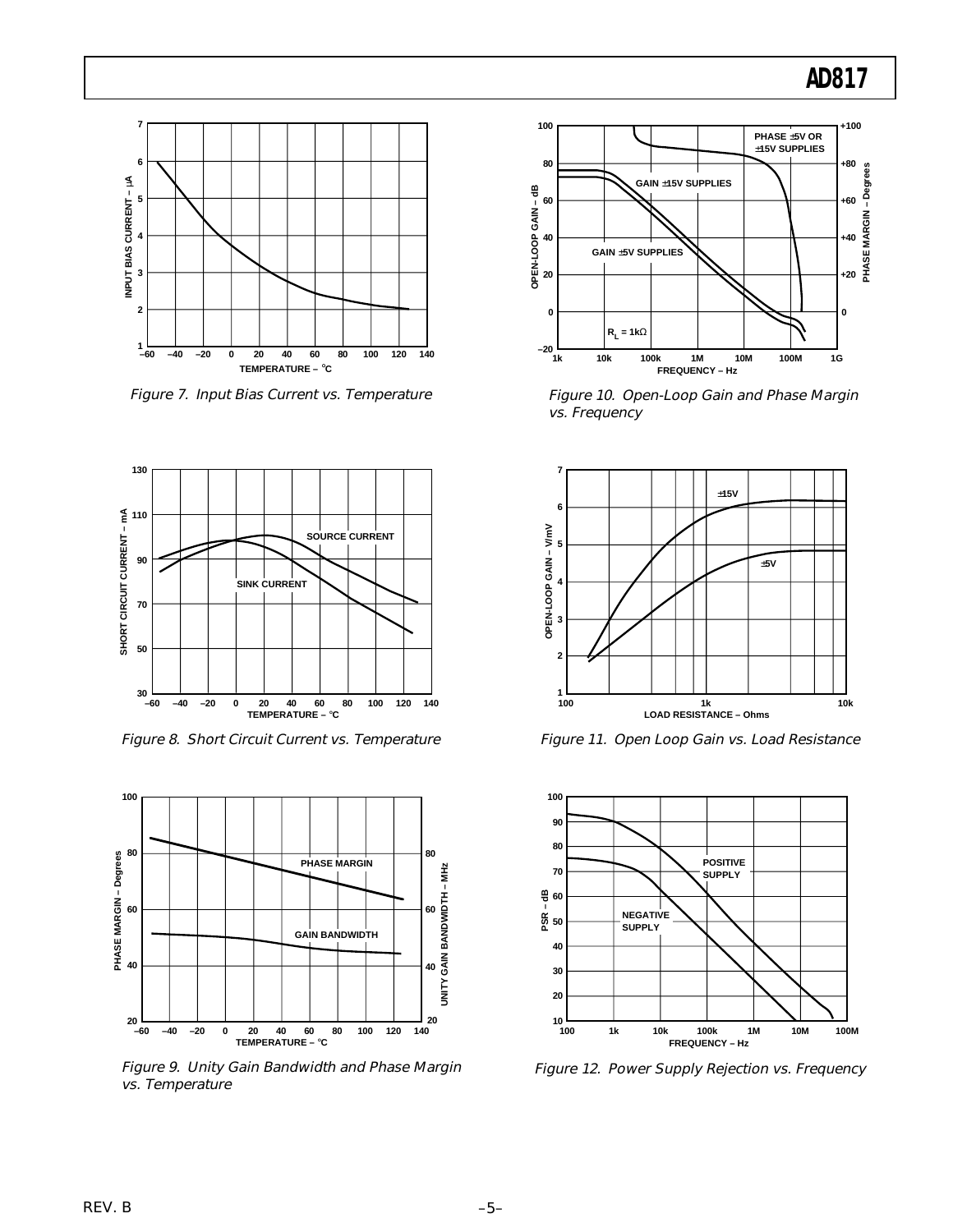Figure 7. Input Bias Current vs. Temperature

Figure 8. Short Circuit Current vs. Temperature

Figure 9. Unity Gain Bandwidth and Phase Margin vs. Temperature

Figure 10. Open-Loop Gain and Phase Margin vs. Frequency

Figure 11. Open Loop Gain vs. Load Resistance

Figure 12. Power Supply Rejection vs. Frequency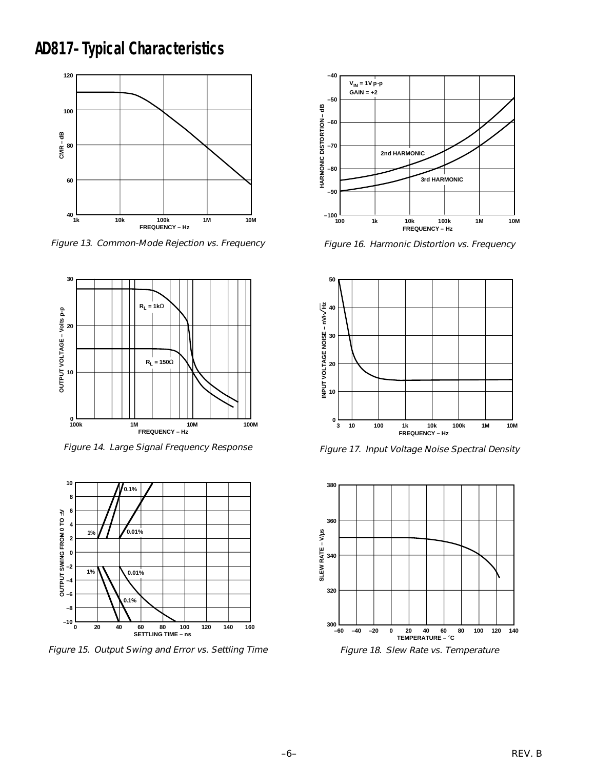# AD817–Typical Characteristics

Figure 13. Common-Mode Rejection vs. Frequency

Figure 14. Large Signal Frequency Response

Figure 15. Output Swing and Error vs. Settling Time

Figure 16. Harmonic Distortion vs. Frequency

Figure 17. Input Voltage Noise Spectral Density

Figure 18. Slew Rate vs. Temperature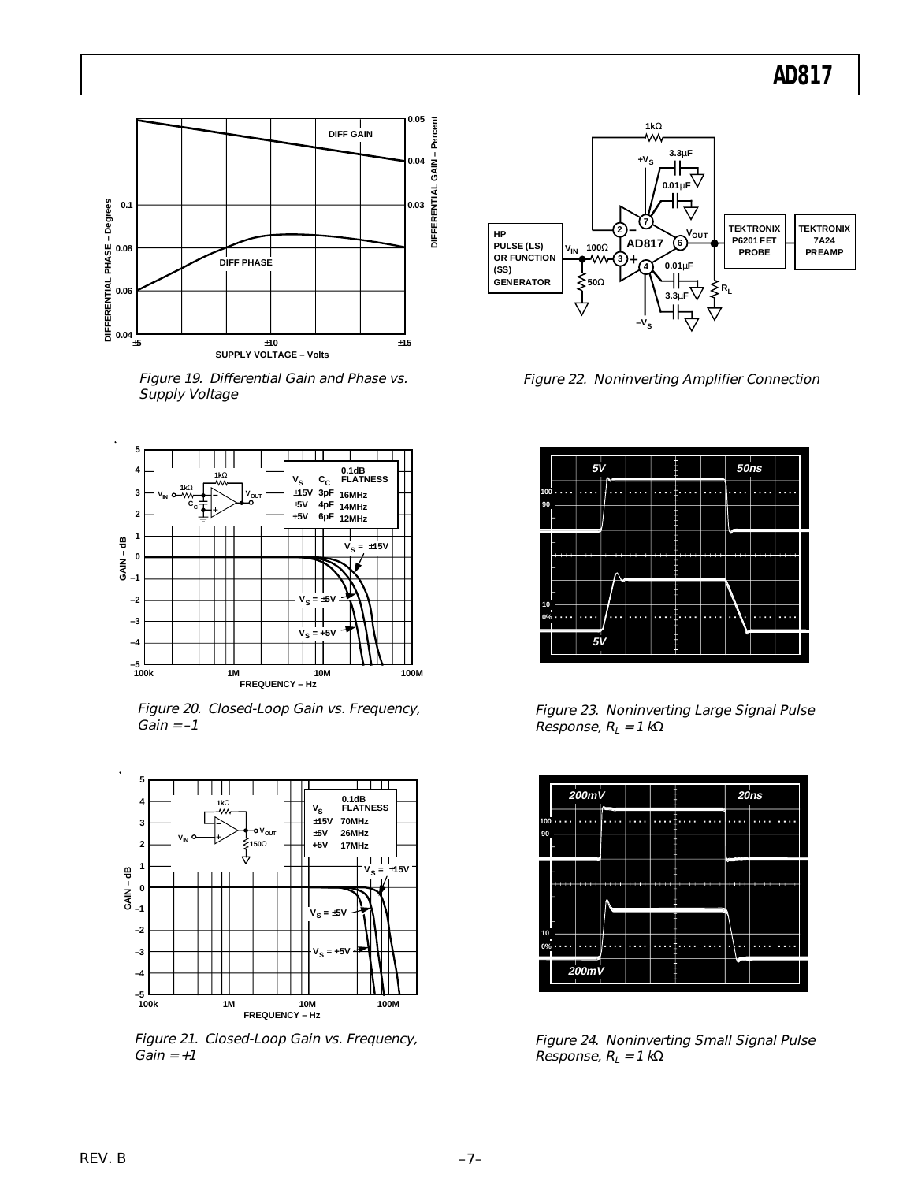Figure 19. Differential Gain and Phase vs. Supply Voltage

Figure 20. Closed-Loop Gain vs. Frequency, Gain = –1

Figure 21. Closed-Loop Gain vs. Frequency, Gain = +1

Figure 22. Noninverting Amplifier Connection

Figure 23. Noninverting Large Signal Pulse Response, $R_L$ = 1 kΩ

Figure 24. Noninverting Small Signal Pulse Response, $R_L$ = 1 kΩ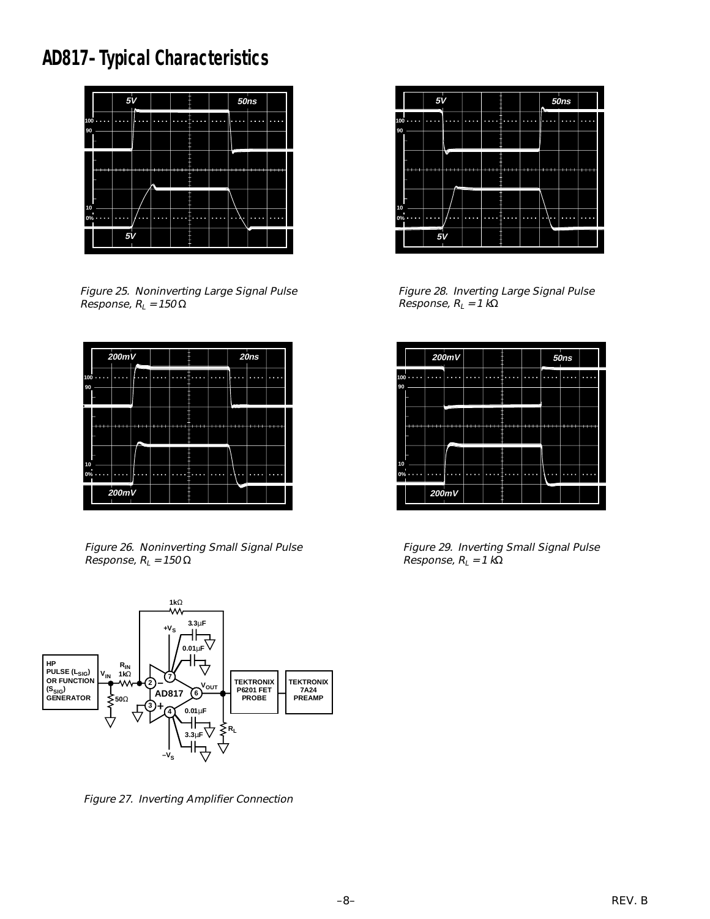# AD817–Typical Characteristics

Figure 25. Noninverting Large Signal Pulse Response, $R_L = 150\ \Omega$

Figure 26. Noninverting Small Signal Pulse Response, $R_L = 150\ \Omega$

Figure 27. Inverting Amplifier Connection

Figure 28. Inverting Large Signal Pulse Response, $R_L = 1\ k\Omega$

Figure 29. Inverting Small Signal Pulse Response, $R_L = 1\ k\Omega$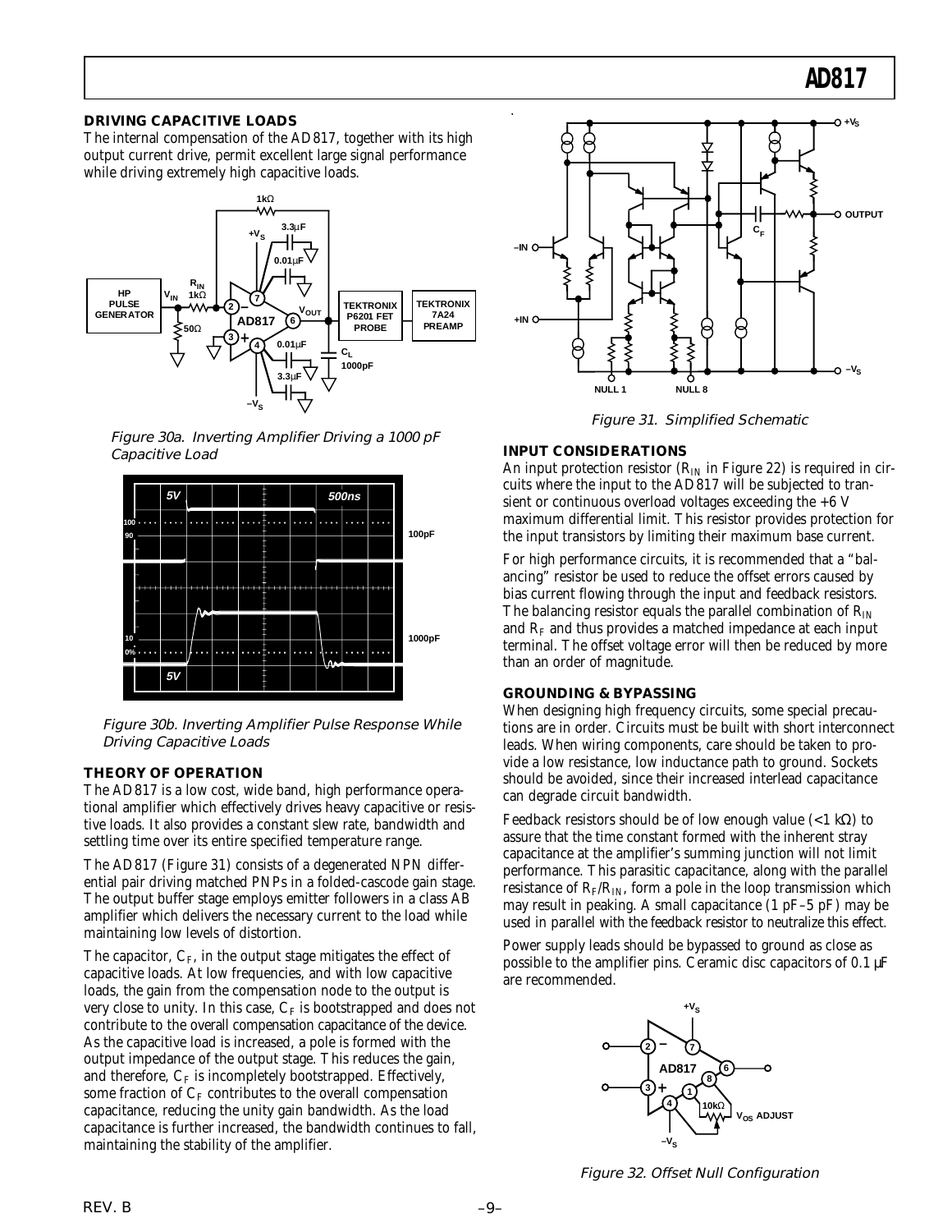## DRIVING CAPACITIVE LOADS

The internal compensation of the AD817, together with its high output current drive, permit excellent large signal performance while driving extremely high capacitive loads.

*Figure 30a. Inverting Amplifier Driving a 1000 pF Capacitive Load*

*Figure 30b. Inverting Amplifier Pulse Response While Driving Capacitive Loads*

## THEORY OF OPERATION

The AD817 is a low cost, wide band, high performance operational amplifier which effectively drives heavy capacitive or resistive loads. It also provides a constant slew rate, bandwidth and settling time over its entire specified temperature range.

The AD817 (Figure 31) consists of a degenerated NPN differential pair driving matched PNPs in a folded-cascode gain stage. The output buffer stage employs emitter followers in a class AB amplifier which delivers the necessary current to the load while maintaining low levels of distortion.

The capacitor, $C_F$, in the output stage mitigates the effect of capacitive loads. At low frequencies, and with low capacitive loads, the gain from the compensation node to the output is very close to unity. In this case, $C_F$ is bootstrapped and does not contribute to the overall compensation capacitance of the device. As the capacitive load is increased, a pole is formed with the output impedance of the output stage. This reduces the gain, and therefore, $C_F$ is incompletely bootstrapped. Effectively, some fraction of $C_F$ contributes to the overall compensation capacitance, reducing the unity gain bandwidth. As the load capacitance is further increased, the bandwidth continues to fall, maintaining the stability of the amplifier.

*Figure 31. Simplified Schematic*

## INPUT CONSIDERATIONS

An input protection resistor ($R_{IN}$ in Figure 22) is required in circuits where the input to the AD817 will be subjected to transient or continuous overload voltages exceeding the +6 V maximum differential limit. This resistor provides protection for the input transistors by limiting their maximum base current.

For high performance circuits, it is recommended that a "balancing" resistor be used to reduce the offset errors caused by bias current flowing through the input and feedback resistors. The balancing resistor equals the parallel combination of $R_{IN}$ and $R_F$ and thus provides a matched impedance at each input terminal. The offset voltage error will then be reduced by more than an order of magnitude.

## GROUNDING & BYPASSING

When designing high frequency circuits, some special precautions are in order. Circuits must be built with short interconnect leads. When wiring components, care should be taken to provide a low resistance, low inductance path to ground. Sockets should be avoided, since their increased interlead capacitance can degrade circuit bandwidth.

Feedback resistors should be of low enough value (<1 kΩ) to assure that the time constant formed with the inherent stray capacitance at the amplifier's summing junction will not limit performance. This parasitic capacitance, along with the parallel resistance of $R_F/R_{IN}$, form a pole in the loop transmission which may result in peaking. A small capacitance (1 pF–5 pF) may be used in parallel with the feedback resistor to neutralize this effect.

Power supply leads should be bypassed to ground as close as possible to the amplifier pins. Ceramic disc capacitors of 0.1 µF are recommended.

*Figure 32. Offset Null Configuration*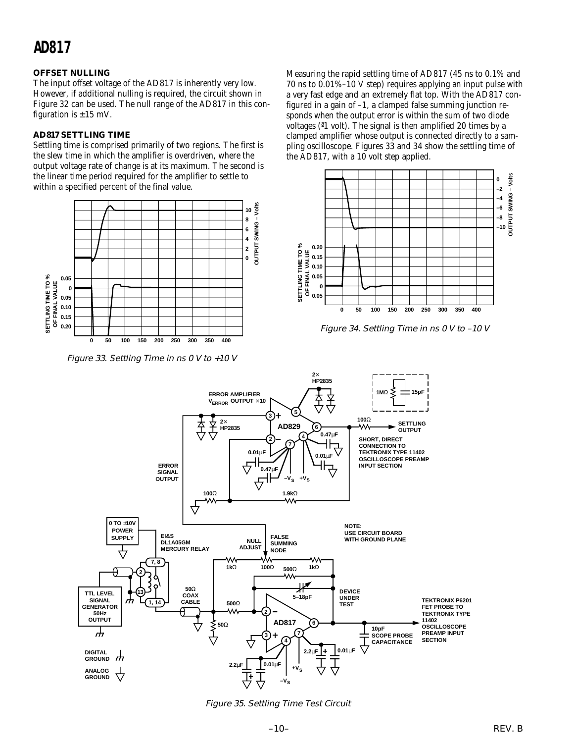## OFFSET NULLING

The input offset voltage of the AD817 is inherently very low. However, if additional nulling is required, the circuit shown in Figure 32 can be used. The null range of the AD817 in this configuration is ±15 mV.

## AD817 SETTLING TIME

Settling time is comprised primarily of two regions. The first is the slew time in which the amplifier is overdriven, where the output voltage rate of change is at its maximum. The second is the linear time period required for the amplifier to settle to within a specified percent of the final value.

Figure 33. Settling Time in ns 0 V to +10 V

Measuring the rapid settling time of AD817 (45 ns to 0.1% and 70 ns to 0.01%–10 V step) requires applying an input pulse with a very fast edge and an extremely flat top. With the AD817 configured in a gain of –1, a clamped false summing junction responds when the output error is within the sum of two diode voltages (ª1 volt). The signal is then amplified 20 times by a clamped amplifier whose output is connected directly to a sampling oscilloscope. Figures 33 and 34 show the settling time of the AD817, with a 10 volt step applied.

Figure 34. Settling Time in ns 0 V to –10 V

Figure 35. Settling Time Test Circuit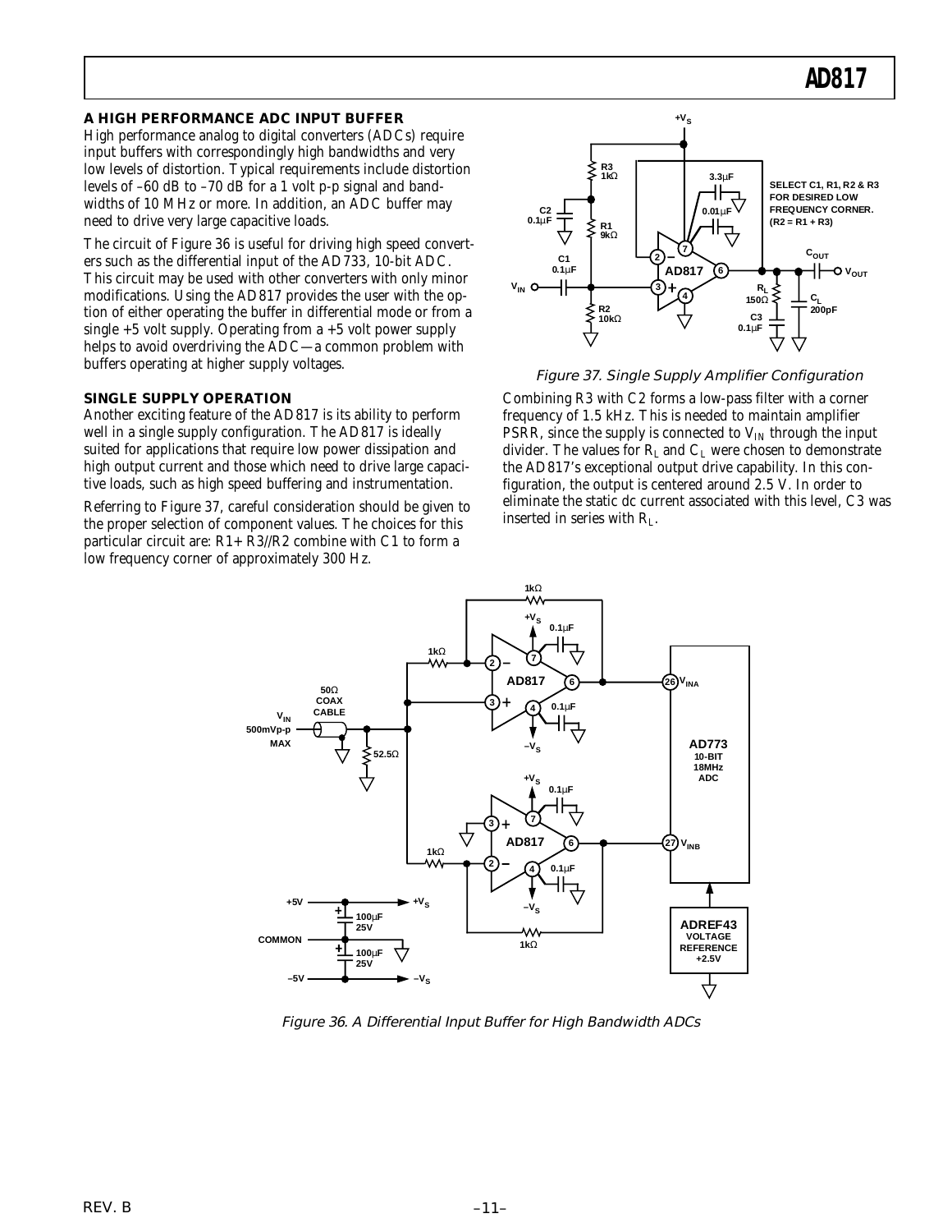## A HIGH PERFORMANCE ADC INPUT BUFFER

High performance analog to digital converters (ADCs) require input buffers with correspondingly high bandwidths and very low levels of distortion. Typical requirements include distortion levels of –60 dB to –70 dB for a 1 volt p-p signal and bandwidths of 10 MHz or more. In addition, an ADC buffer may need to drive very large capacitive loads.

The circuit of Figure 36 is useful for driving high speed converters such as the differential input of the AD733, 10-bit ADC. This circuit may be used with other converters with only minor modifications. Using the AD817 provides the user with the option of either operating the buffer in differential mode or from a single +5 volt supply. Operating from a +5 volt power supply helps to avoid overdriving the ADC—a common problem with buffers operating at higher supply voltages.

## SINGLE SUPPLY OPERATION

Another exciting feature of the AD817 is its ability to perform well in a single supply configuration. The AD817 is ideally suited for applications that require low power dissipation and high output current and those which need to drive large capacitive loads, such as high speed buffering and instrumentation.

Referring to Figure 37, careful consideration should be given to the proper selection of component values. The choices for this particular circuit are: R1+ R3//R2 combine with C1 to form a low frequency corner of approximately 300 Hz.

*Figure 37. Single Supply Amplifier Configuration*

Combining R3 with C2 forms a low-pass filter with a corner frequency of 1.5 kHz. This is needed to maintain amplifier PSRR, since the supply is connected to $V_{IN}$ through the input divider. The values for $R_L$ and $C_L$ were chosen to demonstrate the AD817's exceptional output drive capability. In this configuration, the output is centered around 2.5 V. In order to eliminate the static dc current associated with this level, C3 was inserted in series with $R_L$.

*Figure 36. A Differential Input Buffer for High Bandwidth ADCs*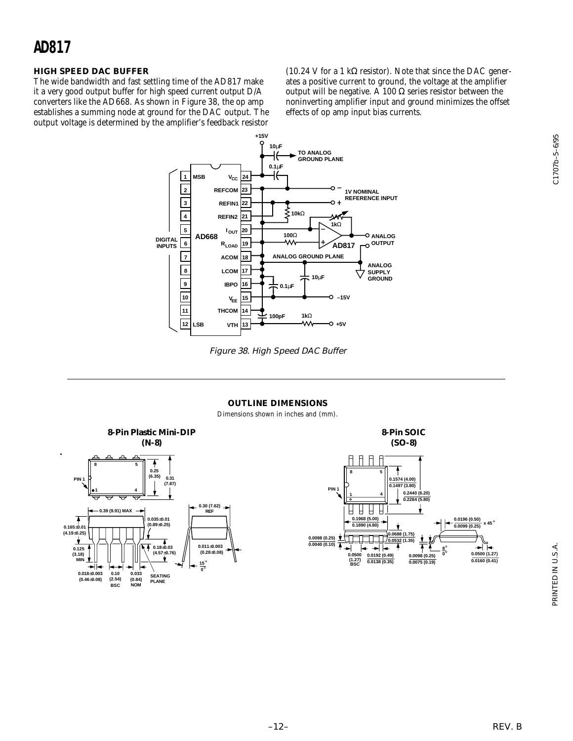## HIGH SPEED DAC BUFFER

The wide bandwidth and fast settling time of the AD817 make it a very good output buffer for high speed current output D/A converters like the AD668. As shown in Figure 38, the op amp establishes a summing node at ground for the DAC output. The output voltage is determined by the amplifier's feedback resistor (10.24 V for a 1 kΩ resistor). Note that since the DAC generates a positive current to ground, the voltage at the amplifier output will be negative. A 100 Ω series resistor between the noninverting amplifier input and ground minimizes the offset effects of op amp input bias currents.

+15V
10µF
TO ANALOG GROUND PLANE
0.1µF
1 MSB
$V_{CC}$ 24
2 REFCOM 23
3 REFIN1 22
4 REFIN2 21
5 $I_{OUT}$ 20
6 $R_{LOAD}$ 19
7 ACOM 18
8 LCOM 17
9 IBPO 16
10 $V_{EE}$ 15
11 THCOM 14
12 LSB VTH 13
DIGITAL INPUTS
AD668
1V NOMINAL REFERENCE INPUT
10kΩ
1kΩ
100Ω
AD817
ANALOG OUTPUT
ANALOG GROUND PLANE
ANALOG SUPPLY GROUND
10µF
0.1µF
–15V
100pF
1kΩ
+5V

*Figure 38. High Speed DAC Buffer*

## OUTLINE DIMENSIONS

Dimensions shown in inches and (mm).

### 8-Pin Plastic Mini-DIP (N-8)

8
5
PIN 1
1
4
0.25 (6.35)
0.31 (7.87)
0.39 (9.91) MAX
0.035±0.01 (0.89±0.25)
0.30 (7.62) REF
0.165±0.01 (4.19±0.25)
0.125 (3.18) MIN
0.18±0.03 (4.57±0.76)
0.011±0.003 (0.28±0.08)
15°
0°
0.018±0.003 (0.46±0.08)
0.10 (2.54) BSC
0.033 (0.84) NOM
SEATING PLANE

### 8-Pin SOIC (SO-8)

8
5
PIN 1
1
4
0.1574 (4.00)
0.1497 (3.80)
0.2440 (6.20)
0.2284 (5.80)
0.1968 (5.00)
0.1890 (4.80)
0.0196 (0.50)
0.0099 (0.25)
x 45°
0.0688 (1.75)
0.0532 (1.35)
0.0098 (0.25)
0.0040 (0.10)
8°
0°
0.0500 (1.27) BSC
0.0192 (0.49)
0.0138 (0.35)
0.0098 (0.25)
0.0075 (0.19)
0.0500 (1.27)
0.0160 (0.41)